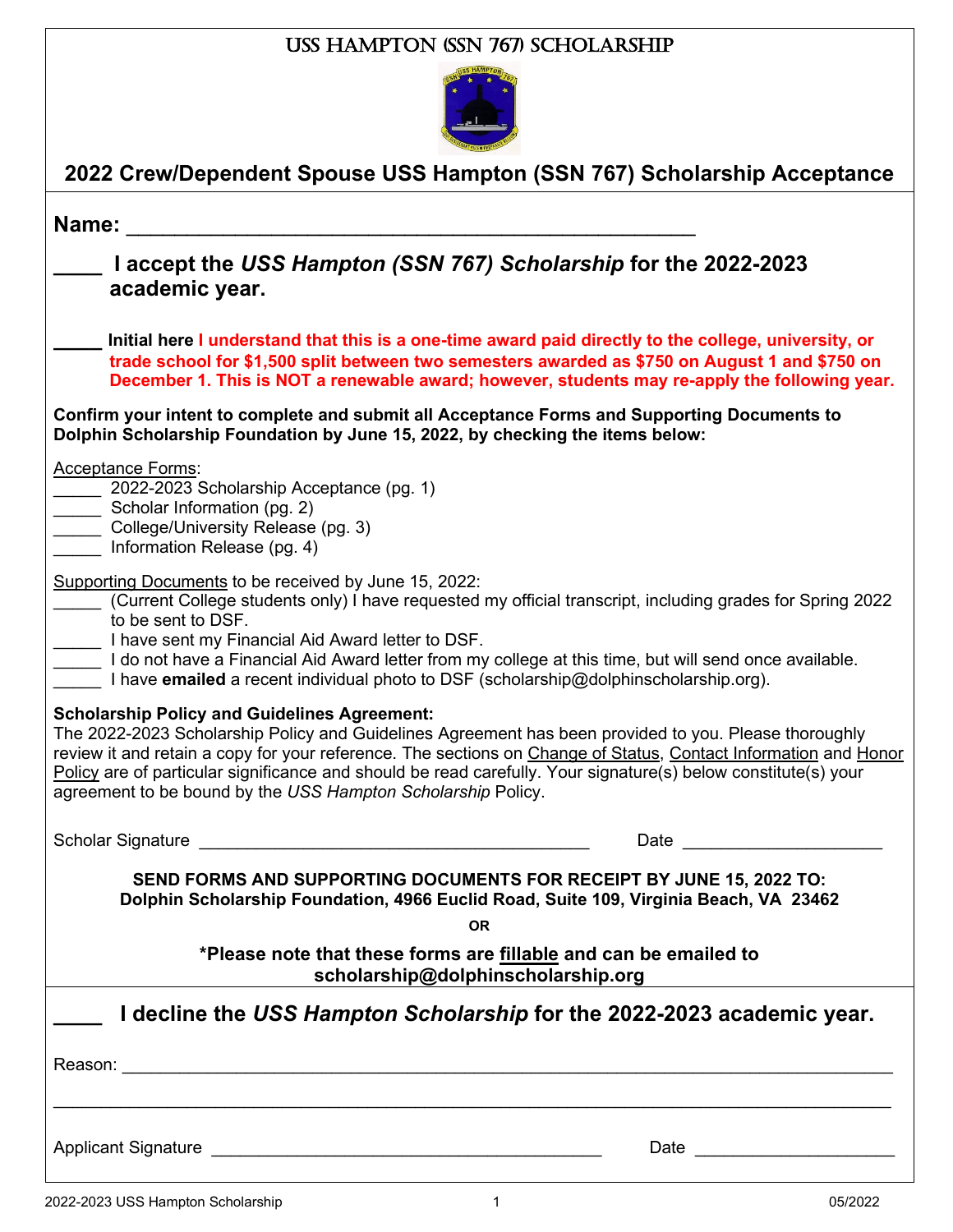# USS HAMPTON (SSN 767) SCHOLARSHIP

## 2022 Crew/Dependent Spouse USS Hampton (SSN 767) Scholarship Acceptance

**Name:** ______________________________________________

**____ I accept the *USS Hampton (SSN 767) Scholarship* for the 2022-2023 academic year.**

**_____ Initial here I understand that this is a one-time award paid directly to the college, university, or trade school for $1,500 split between two semesters awarded as $750 on August 1 and $750 on December 1. This is NOT a renewable award; however, students may re-apply the following year.**

**Confirm your intent to complete and submit all Acceptance Forms and Supporting Documents to Dolphin Scholarship Foundation by June 15, 2022, by checking the items below:**

Acceptance Forms:

_____ 2022-2023 Scholarship Acceptance (pg. 1)
_____ Scholar Information (pg. 2)
_____ College/University Release (pg. 3)
_____ Information Release (pg. 4)

Supporting Documents to be received by June 15, 2022:

_____ (Current College students only) I have requested my official transcript, including grades for Spring 2022 to be sent to DSF.
_____ I have sent my Financial Aid Award letter to DSF.
_____ I do not have a Financial Aid Award letter from my college at this time, but will send once available.
_____ I have **emailed** a recent individual photo to DSF (scholarship@dolphinscholarship.org).

**Scholarship Policy and Guidelines Agreement:**
The 2022-2023 Scholarship Policy and Guidelines Agreement has been provided to you. Please thoroughly review it and retain a copy for your reference. The sections on Change of Status, Contact Information and Honor Policy are of particular significance and should be read carefully. Your signature(s) below constitute(s) your agreement to be bound by the *USS Hampton Scholarship* Policy.

Scholar Signature ______________________________________ Date ____________________

**SEND FORMS AND SUPPORTING DOCUMENTS FOR RECEIPT BY JUNE 15, 2022 TO:**
**Dolphin Scholarship Foundation, 4966 Euclid Road, Suite 109, Virginia Beach, VA 23462**

**OR**

**\*Please note that these forms are fillable and can be emailed to scholarship@dolphinscholarship.org**

**____ I decline the *USS Hampton Scholarship* for the 2022-2023 academic year.**

Reason: ______________________________________________________________________

__________________________________________________________________________________

Applicant Signature ______________________________________ Date ____________________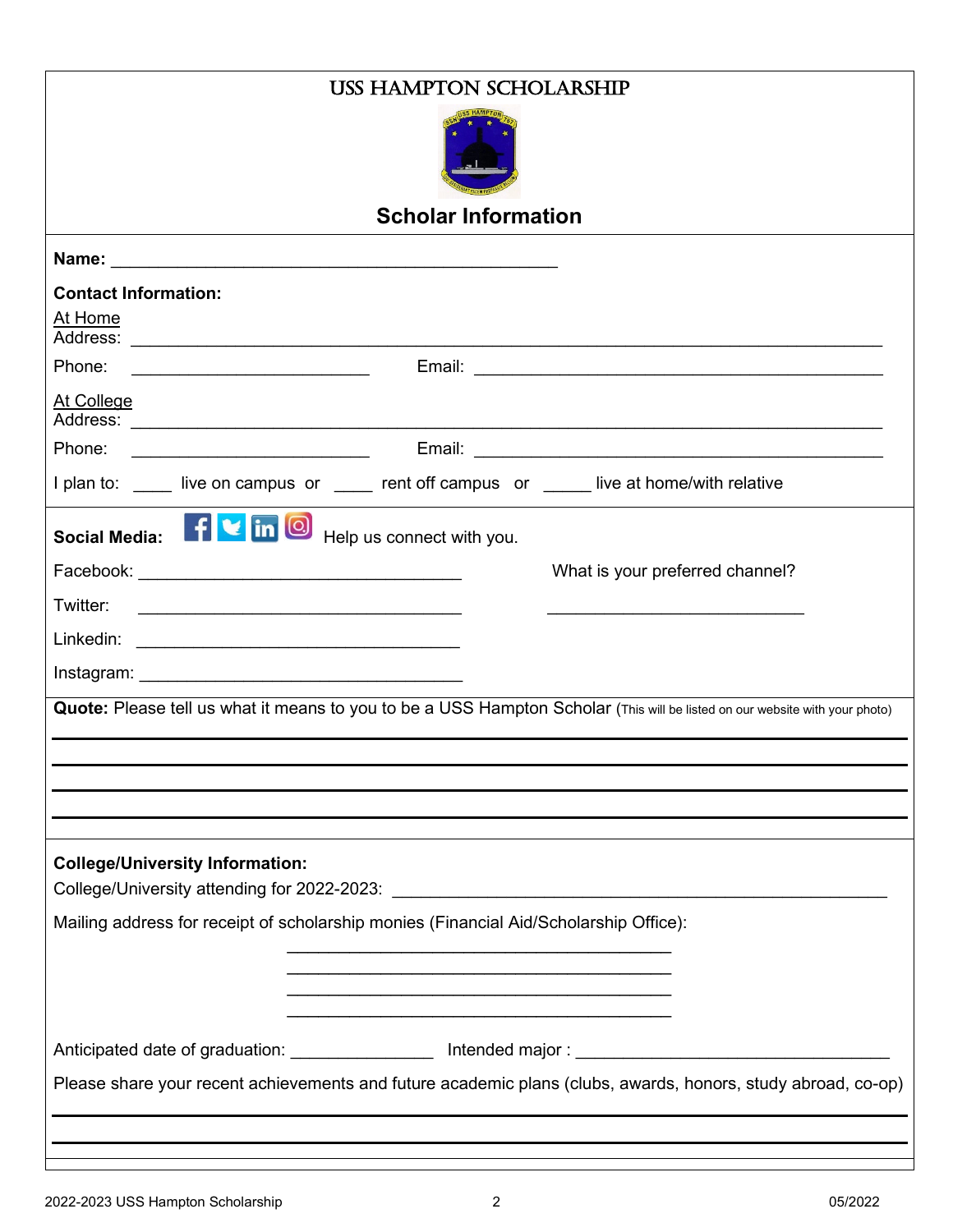# USS HAMPTON SCHOLARSHIP

## Scholar Information

**Name:** ______________________________________________

**Contact Information:**

At Home

Address: ______________________________________________________________________________

Phone: _________________________ Email: ___________________________________________

At College

Address: ______________________________________________________________________________

Phone: _________________________ Email: ___________________________________________

I plan to: ____ live on campus or ____ rent off campus or _____ live at home/with relative

**Social Media:** Help us connect with you.

Facebook: __________________________________

Twitter: __________________________________

Linkedin: __________________________________

Instagram: __________________________________

What is your preferred channel?

___________________________

**Quote:** Please tell us what it means to you to be a USS Hampton Scholar (This will be listed on our website with your photo)

______________________________________________________________________________

______________________________________________________________________________

______________________________________________________________________________

______________________________________________________________________________

**College/University Information:**

College/University attending for 2022-2023: ____________________________________________________

Mailing address for receipt of scholarship monies (Financial Aid/Scholarship Office):

________________________________________

________________________________________

________________________________________

________________________________________

Anticipated date of graduation: _______________ Intended major : ________________________________

Please share your recent achievements and future academic plans (clubs, awards, honors, study abroad, co-op)

______________________________________________________________________________

______________________________________________________________________________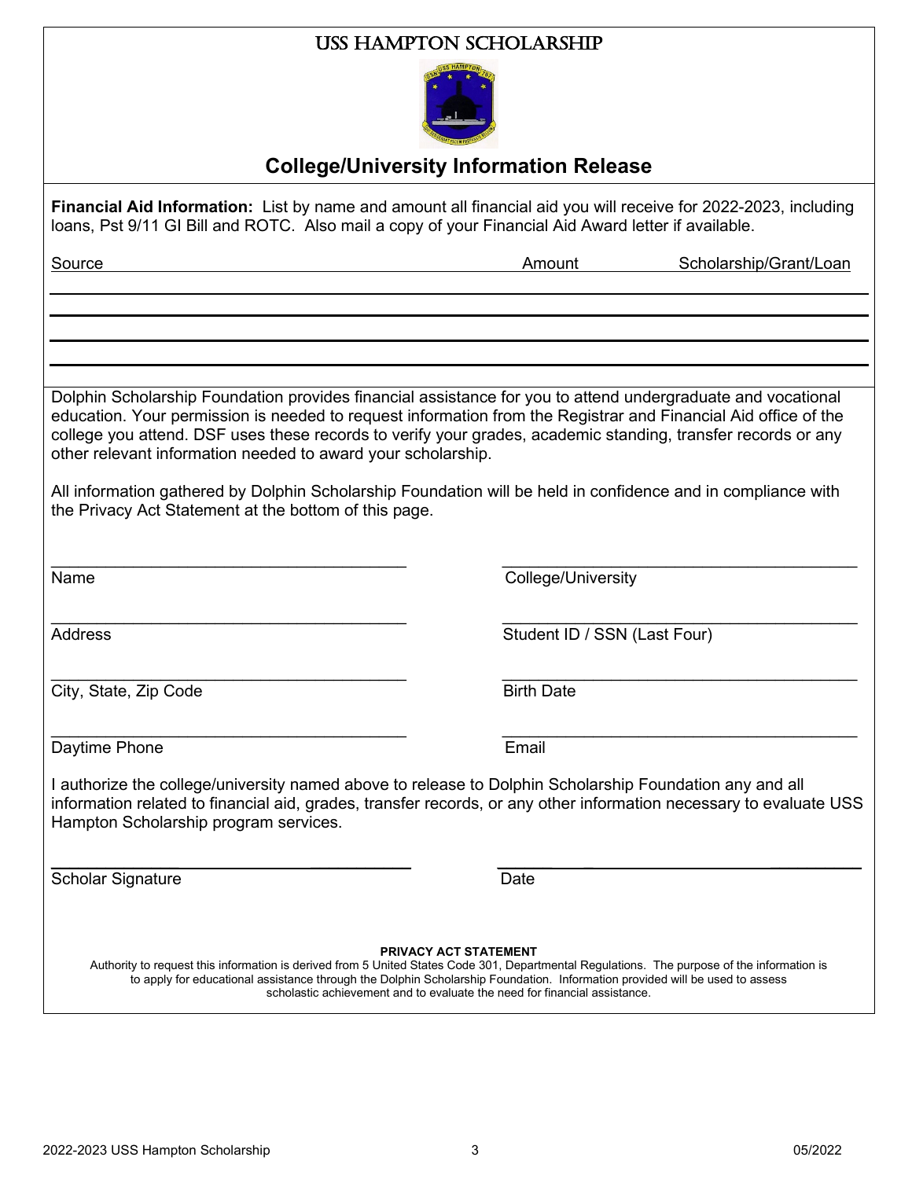# USS HAMPTON SCHOLARSHIP

## College/University Information Release

**Financial Aid Information:** List by name and amount all financial aid you will receive for 2022-2023, including loans, Pst 9/11 GI Bill and ROTC. Also mail a copy of your Financial Aid Award letter if available.

| Source | Amount | Scholarship/Grant/Loan |
|---|---|---|
| | | |
| | | |
| | | |
| | | |

Dolphin Scholarship Foundation provides financial assistance for you to attend undergraduate and vocational education. Your permission is needed to request information from the Registrar and Financial Aid office of the college you attend. DSF uses these records to verify your grades, academic standing, transfer records or any other relevant information needed to award your scholarship.

All information gathered by Dolphin Scholarship Foundation will be held in confidence and in compliance with the Privacy Act Statement at the bottom of this page.

\_\_\_\_\_\_\_\_\_\_\_\_\_\_\_\_\_\_\_\_\_\_\_\_\_\_\_\_\_\_\_\_\_\_\_\_\_\_\_\_
Name

\_\_\_\_\_\_\_\_\_\_\_\_\_\_\_\_\_\_\_\_\_\_\_\_\_\_\_\_\_\_\_\_\_\_\_\_\_\_\_\_
College/University

\_\_\_\_\_\_\_\_\_\_\_\_\_\_\_\_\_\_\_\_\_\_\_\_\_\_\_\_\_\_\_\_\_\_\_\_\_\_\_\_
Address

\_\_\_\_\_\_\_\_\_\_\_\_\_\_\_\_\_\_\_\_\_\_\_\_\_\_\_\_\_\_\_\_\_\_\_\_\_\_\_\_
Student ID / SSN (Last Four)

\_\_\_\_\_\_\_\_\_\_\_\_\_\_\_\_\_\_\_\_\_\_\_\_\_\_\_\_\_\_\_\_\_\_\_\_\_\_\_\_
City, State, Zip Code

\_\_\_\_\_\_\_\_\_\_\_\_\_\_\_\_\_\_\_\_\_\_\_\_\_\_\_\_\_\_\_\_\_\_\_\_\_\_\_\_
Birth Date

\_\_\_\_\_\_\_\_\_\_\_\_\_\_\_\_\_\_\_\_\_\_\_\_\_\_\_\_\_\_\_\_\_\_\_\_\_\_\_\_
Daytime Phone

\_\_\_\_\_\_\_\_\_\_\_\_\_\_\_\_\_\_\_\_\_\_\_\_\_\_\_\_\_\_\_\_\_\_\_\_\_\_\_\_
Email

I authorize the college/university named above to release to Dolphin Scholarship Foundation any and all information related to financial aid, grades, transfer records, or any other information necessary to evaluate USS Hampton Scholarship program services.

\_\_\_\_\_\_\_\_\_\_\_\_\_\_\_\_\_\_\_\_\_\_\_\_\_\_\_\_\_\_\_\_\_\_\_\_\_\_\_\_
Scholar Signature

\_\_\_\_\_\_\_\_\_\_\_\_\_\_\_\_\_\_\_\_\_\_\_\_\_\_\_\_\_\_\_\_\_\_\_\_\_\_\_\_
Date

**PRIVACY ACT STATEMENT**

Authority to request this information is derived from 5 United States Code 301, Departmental Regulations. The purpose of the information is to apply for educational assistance through the Dolphin Scholarship Foundation. Information provided will be used to assess scholastic achievement and to evaluate the need for financial assistance.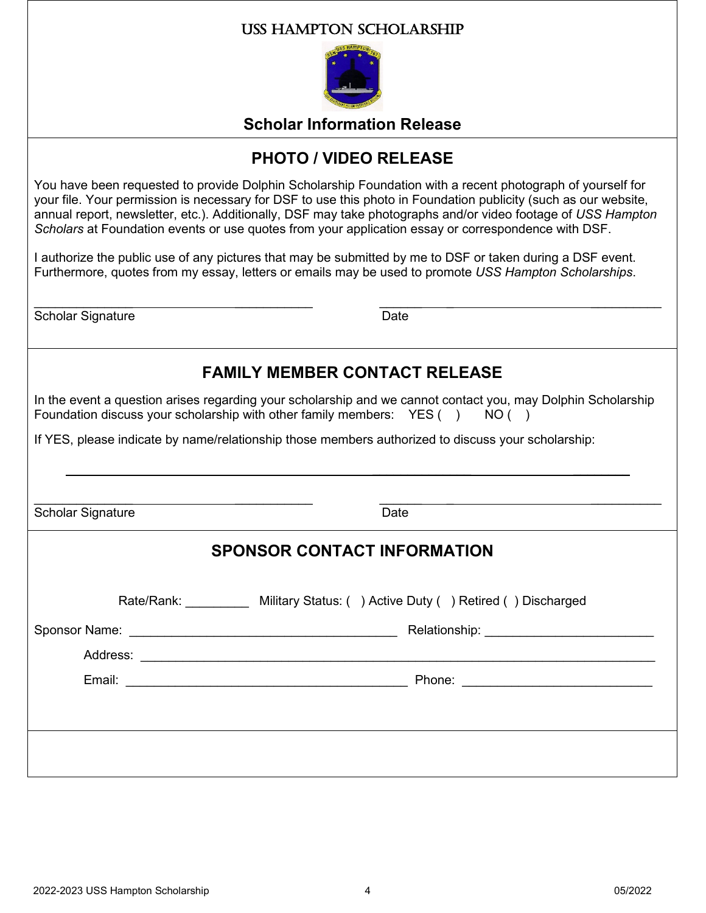# USS HAMPTON SCHOLARSHIP

## Scholar Information Release

## PHOTO / VIDEO RELEASE

You have been requested to provide Dolphin Scholarship Foundation with a recent photograph of yourself for your file. Your permission is necessary for DSF to use this photo in Foundation publicity (such as our website, annual report, newsletter, etc.). Additionally, DSF may take photographs and/or video footage of *USS Hampton Scholars* at Foundation events or use quotes from your application essay or correspondence with DSF.

I authorize the public use of any pictures that may be submitted by me to DSF or taken during a DSF event. Furthermore, quotes from my essay, letters or emails may be used to promote *USS Hampton Scholarships*.

_______________________________________ _______________________________________

Scholar Signature Date

## FAMILY MEMBER CONTACT RELEASE

In the event a question arises regarding your scholarship and we cannot contact you, may Dolphin Scholarship Foundation discuss your scholarship with other family members: YES ( ) NO ( )

If YES, please indicate by name/relationship those members authorized to discuss your scholarship:

_______________________________________________________________________________

_______________________________________ _______________________________________

Scholar Signature Date

## SPONSOR CONTACT INFORMATION

Rate/Rank: _________ Military Status: ( ) Active Duty ( ) Retired ( ) Discharged

Sponsor Name: ______________________________________ Relationship: ________________________

Address: ___________________________________________________________________________

Email: ________________________________________ Phone: __________________________